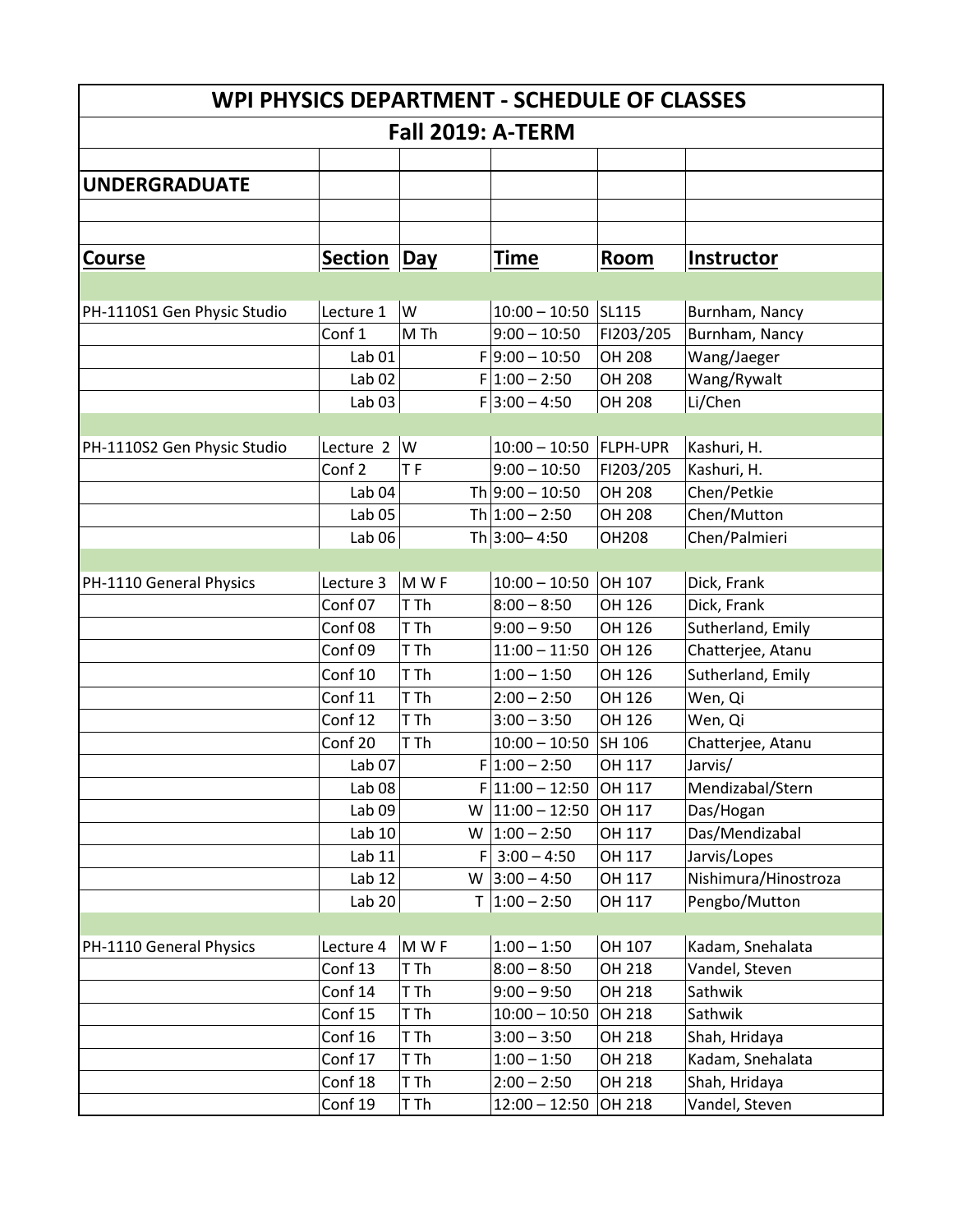# WPI PHYSICS DEPARTMENT - SCHEDULE OF CLASSES

## Fall 2019: A-TERM

## UNDERGRADUATE

| Course | Section | Day | Time | Room | Instructor |
|---|---|---|---|---|---|
| PH-1110S1 Gen Physic Studio | Lecture 1 | W | 10:00 – 10:50 | SL115 | Burnham, Nancy |
| | Conf 1 | M Th | 9:00 – 10:50 | FI203/205 | Burnham, Nancy |
| | Lab 01 | F | 9:00 – 10:50 | OH 208 | Wang/Jaeger |
| | Lab 02 | F | 1:00 – 2:50 | OH 208 | Wang/Rywalt |
| | Lab 03 | F | 3:00 – 4:50 | OH 208 | Li/Chen |
| | | | | | |
| PH-1110S2 Gen Physic Studio | Lecture 2 | W | 10:00 – 10:50 | FLPH-UPR | Kashuri, H. |
| | Conf 2 | T F | 9:00 – 10:50 | FI203/205 | Kashuri, H. |
| | Lab 04 | Th | 9:00 – 10:50 | OH 208 | Chen/Petkie |
| | Lab 05 | Th | 1:00 – 2:50 | OH 208 | Chen/Mutton |
| | Lab 06 | Th | 3:00– 4:50 | OH208 | Chen/Palmieri |
| | | | | | |
| PH-1110 General Physics | Lecture 3 | M W F | 10:00 – 10:50 | OH 107 | Dick, Frank |
| | Conf 07 | T Th | 8:00 – 8:50 | OH 126 | Dick, Frank |
| | Conf 08 | T Th | 9:00 – 9:50 | OH 126 | Sutherland, Emily |
| | Conf 09 | T Th | 11:00 – 11:50 | OH 126 | Chatterjee, Atanu |
| | Conf 10 | T Th | 1:00 – 1:50 | OH 126 | Sutherland, Emily |
| | Conf 11 | T Th | 2:00 – 2:50 | OH 126 | Wen, Qi |
| | Conf 12 | T Th | 3:00 – 3:50 | OH 126 | Wen, Qi |
| | Conf 20 | T Th | 10:00 – 10:50 | SH 106 | Chatterjee, Atanu |
| | Lab 07 | F | 1:00 – 2:50 | OH 117 | Jarvis/ |
| | Lab 08 | F | 11:00 – 12:50 | OH 117 | Mendizabal/Stern |
| | Lab 09 | W | 11:00 – 12:50 | OH 117 | Das/Hogan |
| | Lab 10 | W | 1:00 – 2:50 | OH 117 | Das/Mendizabal |
| | Lab 11 | F | 3:00 – 4:50 | OH 117 | Jarvis/Lopes |
| | Lab 12 | W | 3:00 – 4:50 | OH 117 | Nishimura/Hinostroza |
| | Lab 20 | T | 1:00 – 2:50 | OH 117 | Pengbo/Mutton |
| | | | | | |
| PH-1110 General Physics | Lecture 4 | M W F | 1:00 – 1:50 | OH 107 | Kadam, Snehalata |
| | Conf 13 | T Th | 8:00 – 8:50 | OH 218 | Vandel, Steven |
| | Conf 14 | T Th | 9:00 – 9:50 | OH 218 | Sathwik |
| | Conf 15 | T Th | 10:00 – 10:50 | OH 218 | Sathwik |
| | Conf 16 | T Th | 3:00 – 3:50 | OH 218 | Shah, Hridaya |
| | Conf 17 | T Th | 1:00 – 1:50 | OH 218 | Kadam, Snehalata |
| | Conf 18 | T Th | 2:00 – 2:50 | OH 218 | Shah, Hridaya |
| | Conf 19 | T Th | 12:00 – 12:50 | OH 218 | Vandel, Steven |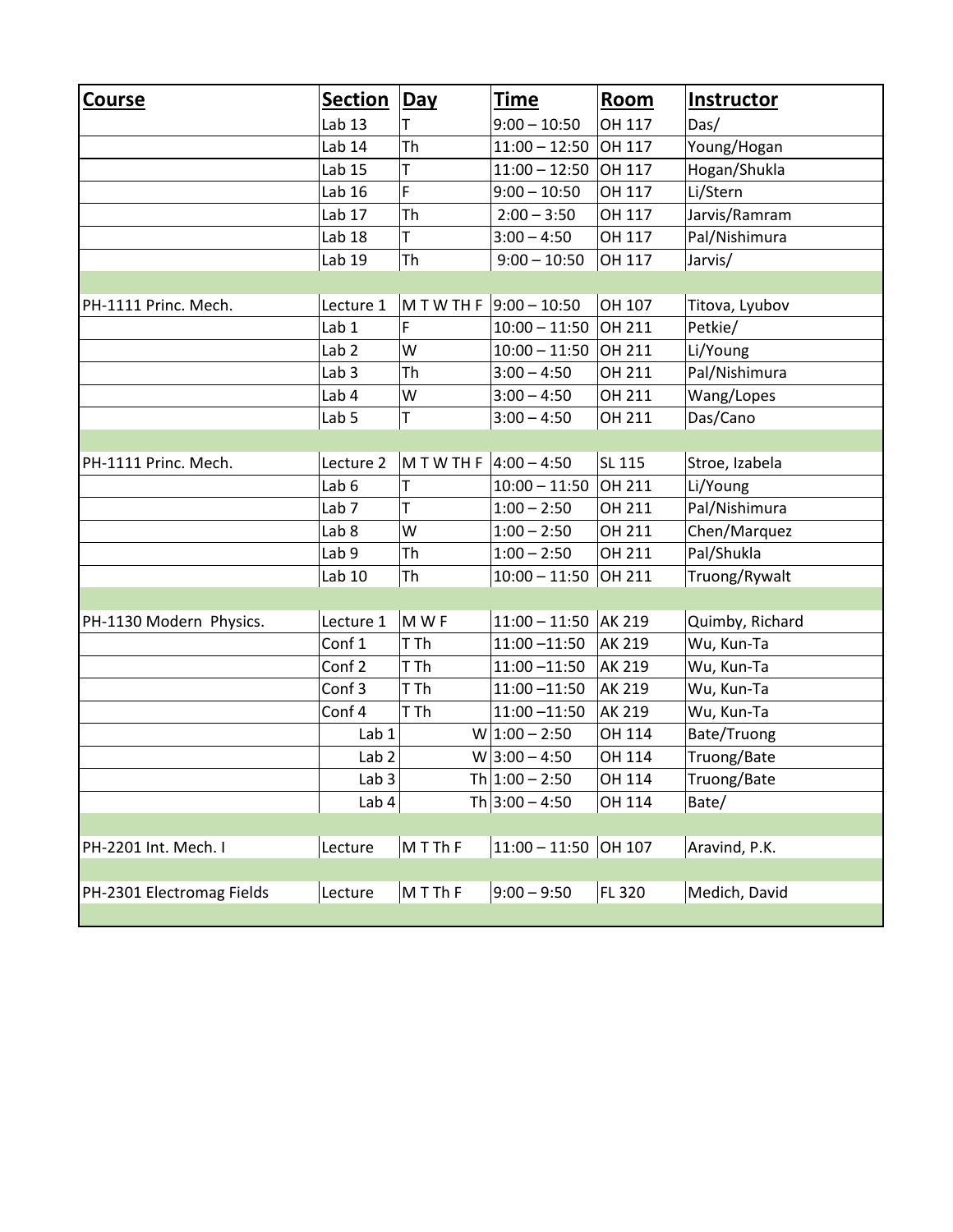| Course | Section | Day | Time | Room | Instructor |
|---|---|---|---|---|---|
| | Lab 13 | T | 9:00 – 10:50 | OH 117 | Das/ |
| | Lab 14 | Th | 11:00 – 12:50 | OH 117 | Young/Hogan |
| | Lab 15 | T | 11:00 – 12:50 | OH 117 | Hogan/Shukla |
| | Lab 16 | F | 9:00 – 10:50 | OH 117 | Li/Stern |
| | Lab 17 | Th | 2:00 – 3:50 | OH 117 | Jarvis/Ramram |
| | Lab 18 | T | 3:00 – 4:50 | OH 117 | Pal/Nishimura |
| | Lab 19 | Th | 9:00 – 10:50 | OH 117 | Jarvis/ |
| | | | | | |
| PH-1111 Princ. Mech. | Lecture 1 | M T W TH F | 9:00 – 10:50 | OH 107 | Titova, Lyubov |
| | Lab 1 | F | 10:00 – 11:50 | OH 211 | Petkie/ |
| | Lab 2 | W | 10:00 – 11:50 | OH 211 | Li/Young |
| | Lab 3 | Th | 3:00 – 4:50 | OH 211 | Pal/Nishimura |
| | Lab 4 | W | 3:00 – 4:50 | OH 211 | Wang/Lopes |
| | Lab 5 | T | 3:00 – 4:50 | OH 211 | Das/Cano |
| | | | | | |
| PH-1111 Princ. Mech. | Lecture 2 | M T W TH F | 4:00 – 4:50 | SL 115 | Stroe, Izabela |
| | Lab 6 | T | 10:00 – 11:50 | OH 211 | Li/Young |
| | Lab 7 | T | 1:00 – 2:50 | OH 211 | Pal/Nishimura |
| | Lab 8 | W | 1:00 – 2:50 | OH 211 | Chen/Marquez |
| | Lab 9 | Th | 1:00 – 2:50 | OH 211 | Pal/Shukla |
| | Lab 10 | Th | 10:00 – 11:50 | OH 211 | Truong/Rywalt |
| | | | | | |
| PH-1130 Modern Physics. | Lecture 1 | M W F | 11:00 – 11:50 | AK 219 | Quimby, Richard |
| | Conf 1 | T Th | 11:00 –11:50 | AK 219 | Wu, Kun-Ta |
| | Conf 2 | T Th | 11:00 –11:50 | AK 219 | Wu, Kun-Ta |
| | Conf 3 | T Th | 11:00 –11:50 | AK 219 | Wu, Kun-Ta |
| | Conf 4 | T Th | 11:00 –11:50 | AK 219 | Wu, Kun-Ta |
| | Lab 1 | W | 1:00 – 2:50 | OH 114 | Bate/Truong |
| | Lab 2 | W | 3:00 – 4:50 | OH 114 | Truong/Bate |
| | Lab 3 | Th | 1:00 – 2:50 | OH 114 | Truong/Bate |
| | Lab 4 | Th | 3:00 – 4:50 | OH 114 | Bate/ |
| | | | | | |
| PH-2201 Int. Mech. I | Lecture | M T Th F | 11:00 – 11:50 | OH 107 | Aravind, P.K. |
| | | | | | |
| PH-2301 Electromag Fields | Lecture | M T Th F | 9:00 – 9:50 | FL 320 | Medich, David |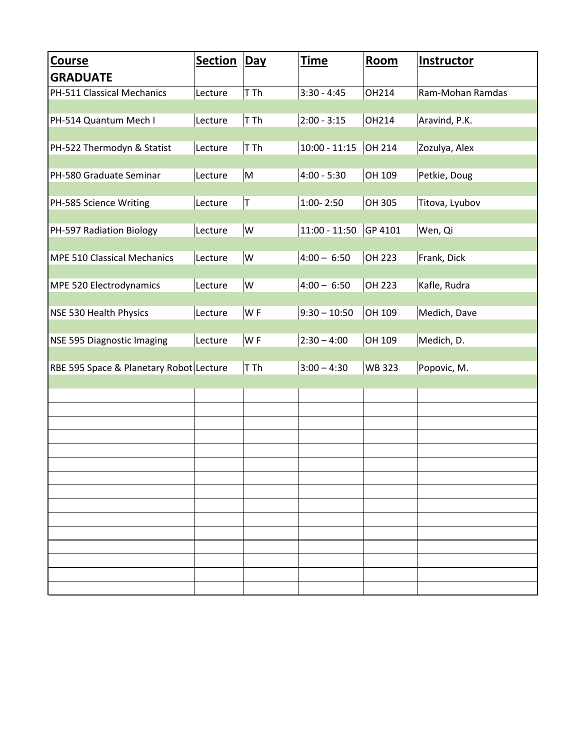| Course GRADUATE | Section | Day | Time | Room | Instructor |
| --- | --- | --- | --- | --- | --- |
| PH-511 Classical Mechanics | Lecture | T Th | 3:30 - 4:45 | OH214 | Ram-Mohan Ramdas |
| PH-514 Quantum Mech I | Lecture | T Th | 2:00 - 3:15 | OH214 | Aravind, P.K. |
| PH-522 Thermodyn & Statist | Lecture | T Th | 10:00 - 11:15 | OH 214 | Zozulya, Alex |
| PH-580 Graduate Seminar | Lecture | M | 4:00 - 5:30 | OH 109 | Petkie, Doug |
| PH-585 Science Writing | Lecture | T | 1:00- 2:50 | OH 305 | Titova, Lyubov |
| PH-597 Radiation Biology | Lecture | W | 11:00 - 11:50 | GP 4101 | Wen, Qi |
| MPE 510 Classical Mechanics | Lecture | W | 4:00 – 6:50 | OH 223 | Frank, Dick |
| MPE 520 Electrodynamics | Lecture | W | 4:00 – 6:50 | OH 223 | Kafle, Rudra |
| NSE 530 Health Physics | Lecture | W F | 9:30 – 10:50 | OH 109 | Medich, Dave |
| NSE 595 Diagnostic Imaging | Lecture | W F | 2:30 – 4:00 | OH 109 | Medich, D. |
| RBE 595 Space & Planetary Robot | Lecture | T Th | 3:00 – 4:30 | WB 323 | Popovic, M. |